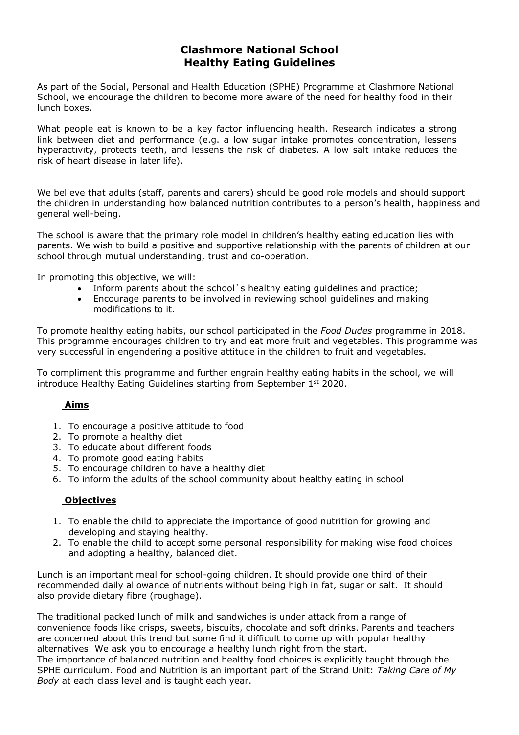# Clashmore National School
# Healthy Eating Guidelines

As part of the Social, Personal and Health Education (SPHE) Programme at Clashmore National School, we encourage the children to become more aware of the need for healthy food in their lunch boxes.

What people eat is known to be a key factor influencing health. Research indicates a strong link between diet and performance (e.g. a low sugar intake promotes concentration, lessens hyperactivity, protects teeth, and lessens the risk of diabetes. A low salt intake reduces the risk of heart disease in later life).

We believe that adults (staff, parents and carers) should be good role models and should support the children in understanding how balanced nutrition contributes to a person's health, happiness and general well-being.

The school is aware that the primary role model in children's healthy eating education lies with parents. We wish to build a positive and supportive relationship with the parents of children at our school through mutual understanding, trust and co-operation.

In promoting this objective, we will:

- Inform parents about the school`s healthy eating guidelines and practice;
- Encourage parents to be involved in reviewing school guidelines and making modifications to it.

To promote healthy eating habits, our school participated in the *Food Dudes* programme in 2018. This programme encourages children to try and eat more fruit and vegetables. This programme was very successful in engendering a positive attitude in the children to fruit and vegetables.

To compliment this programme and further engrain healthy eating habits in the school, we will introduce Healthy Eating Guidelines starting from September 1st 2020.

## Aims

1. To encourage a positive attitude to food
2. To promote a healthy diet
3. To educate about different foods
4. To promote good eating habits
5. To encourage children to have a healthy diet
6. To inform the adults of the school community about healthy eating in school

## Objectives

1. To enable the child to appreciate the importance of good nutrition for growing and developing and staying healthy.
2. To enable the child to accept some personal responsibility for making wise food choices and adopting a healthy, balanced diet.

Lunch is an important meal for school-going children. It should provide one third of their recommended daily allowance of nutrients without being high in fat, sugar or salt. It should also provide dietary fibre (roughage).

The traditional packed lunch of milk and sandwiches is under attack from a range of convenience foods like crisps, sweets, biscuits, chocolate and soft drinks. Parents and teachers are concerned about this trend but some find it difficult to come up with popular healthy alternatives. We ask you to encourage a healthy lunch right from the start.
The importance of balanced nutrition and healthy food choices is explicitly taught through the SPHE curriculum. Food and Nutrition is an important part of the Strand Unit: *Taking Care of My Body* at each class level and is taught each year.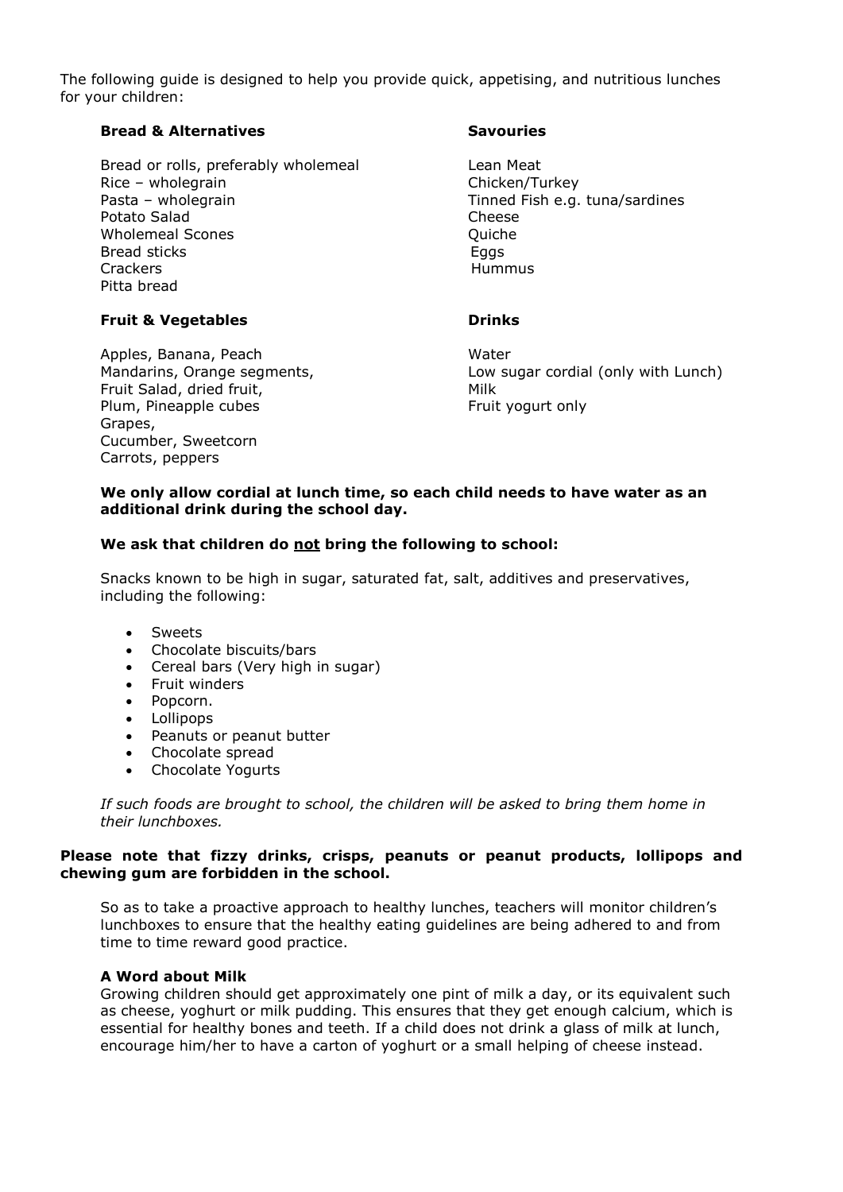The following guide is designed to help you provide quick, appetising, and nutritious lunches for your children:

**Bread & Alternatives**

Bread or rolls, preferably wholemeal
Rice – wholegrain
Pasta – wholegrain
Potato Salad
Wholemeal Scones
Bread sticks
Crackers
Pitta bread

**Savouries**

Lean Meat
Chicken/Turkey
Tinned Fish e.g. tuna/sardines
Cheese
Quiche
Eggs
Hummus

**Fruit & Vegetables**

Apples, Banana, Peach
Mandarins, Orange segments,
Fruit Salad, dried fruit,
Plum, Pineapple cubes
Grapes,
Cucumber, Sweetcorn
Carrots, peppers

**Drinks**

Water
Low sugar cordial (only with Lunch)
Milk
Fruit yogurt only

**We only allow cordial at lunch time, so each child needs to have water as an additional drink during the school day.**

**We ask that children do <u>not</u> bring the following to school:**

Snacks known to be high in sugar, saturated fat, salt, additives and preservatives, including the following:

- Sweets
- Chocolate biscuits/bars
- Cereal bars (Very high in sugar)
- Fruit winders
- Popcorn.
- Lollipops
- Peanuts or peanut butter
- Chocolate spread
- Chocolate Yogurts

*If such foods are brought to school, the children will be asked to bring them home in their lunchboxes.*

**Please note that fizzy drinks, crisps, peanuts or peanut products, lollipops and chewing gum are forbidden in the school.**

So as to take a proactive approach to healthy lunches, teachers will monitor children's lunchboxes to ensure that the healthy eating guidelines are being adhered to and from time to time reward good practice.

**A Word about Milk**

Growing children should get approximately one pint of milk a day, or its equivalent such as cheese, yoghurt or milk pudding. This ensures that they get enough calcium, which is essential for healthy bones and teeth. If a child does not drink a glass of milk at lunch, encourage him/her to have a carton of yoghurt or a small helping of cheese instead.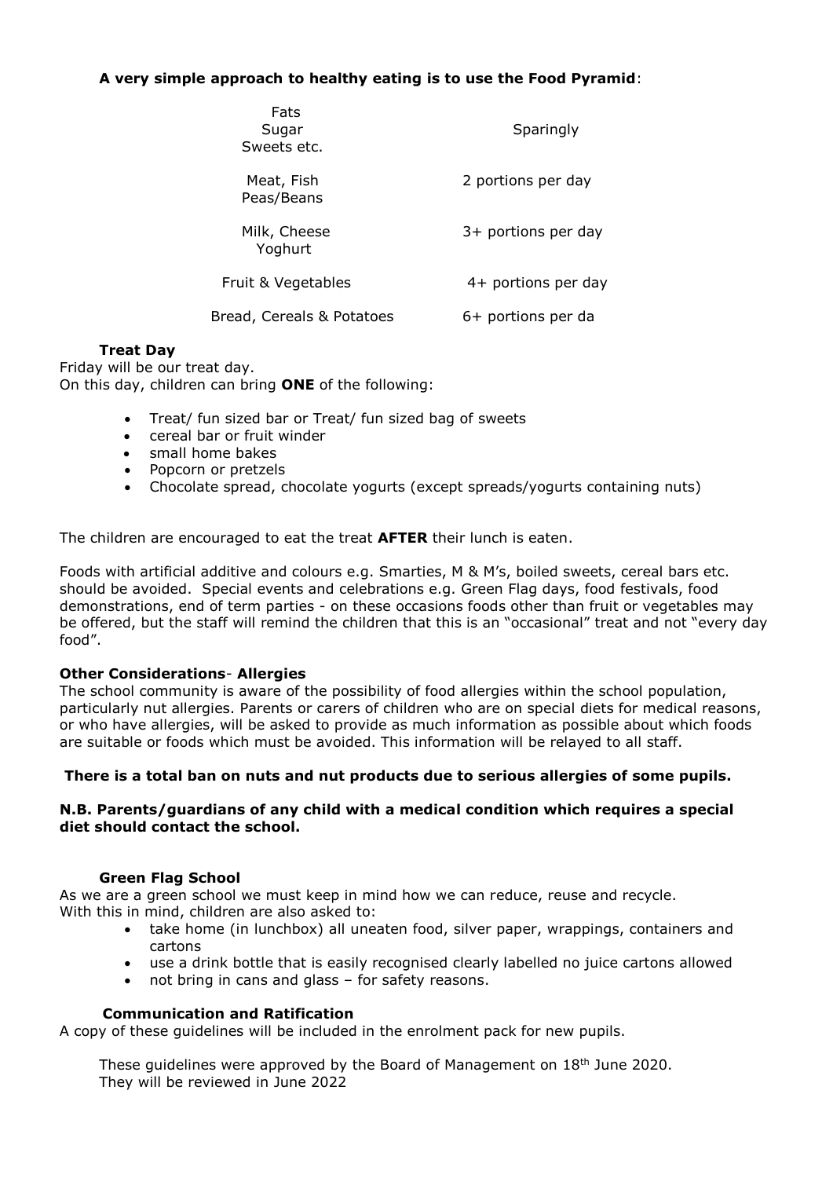**A very simple approach to healthy eating is to use the Food Pyramid**:

| | |
|---|---|
| Fats<br>Sugar<br>Sweets etc. | Sparingly |
| Meat, Fish<br>Peas/Beans | 2 portions per day |
| Milk, Cheese<br>Yoghurt | 3+ portions per day |
| Fruit & Vegetables | 4+ portions per day |
| Bread, Cereals & Potatoes | 6+ portions per da |

**Treat Day**

Friday will be our treat day.
On this day, children can bring **ONE** of the following:

- Treat/ fun sized bar or Treat/ fun sized bag of sweets
- cereal bar or fruit winder
- small home bakes
- Popcorn or pretzels
- Chocolate spread, chocolate yogurts (except spreads/yogurts containing nuts)

The children are encouraged to eat the treat **AFTER** their lunch is eaten.

Foods with artificial additive and colours e.g. Smarties, M & M's, boiled sweets, cereal bars etc. should be avoided. Special events and celebrations e.g. Green Flag days, food festivals, food demonstrations, end of term parties - on these occasions foods other than fruit or vegetables may be offered, but the staff will remind the children that this is an "occasional" treat and not "every day food".

**Other Considerations**- **Allergies**

The school community is aware of the possibility of food allergies within the school population, particularly nut allergies. Parents or carers of children who are on special diets for medical reasons, or who have allergies, will be asked to provide as much information as possible about which foods are suitable or foods which must be avoided. This information will be relayed to all staff.

**There is a total ban on nuts and nut products due to serious allergies of some pupils.**

**N.B. Parents/guardians of any child with a medical condition which requires a special diet should contact the school.**

**Green Flag School**

As we are a green school we must keep in mind how we can reduce, reuse and recycle.
With this in mind, children are also asked to:

- take home (in lunchbox) all uneaten food, silver paper, wrappings, containers and cartons
- use a drink bottle that is easily recognised clearly labelled no juice cartons allowed
- not bring in cans and glass – for safety reasons.

**Communication and Ratification**

A copy of these guidelines will be included in the enrolment pack for new pupils.

These guidelines were approved by the Board of Management on 18th June 2020.
They will be reviewed in June 2022